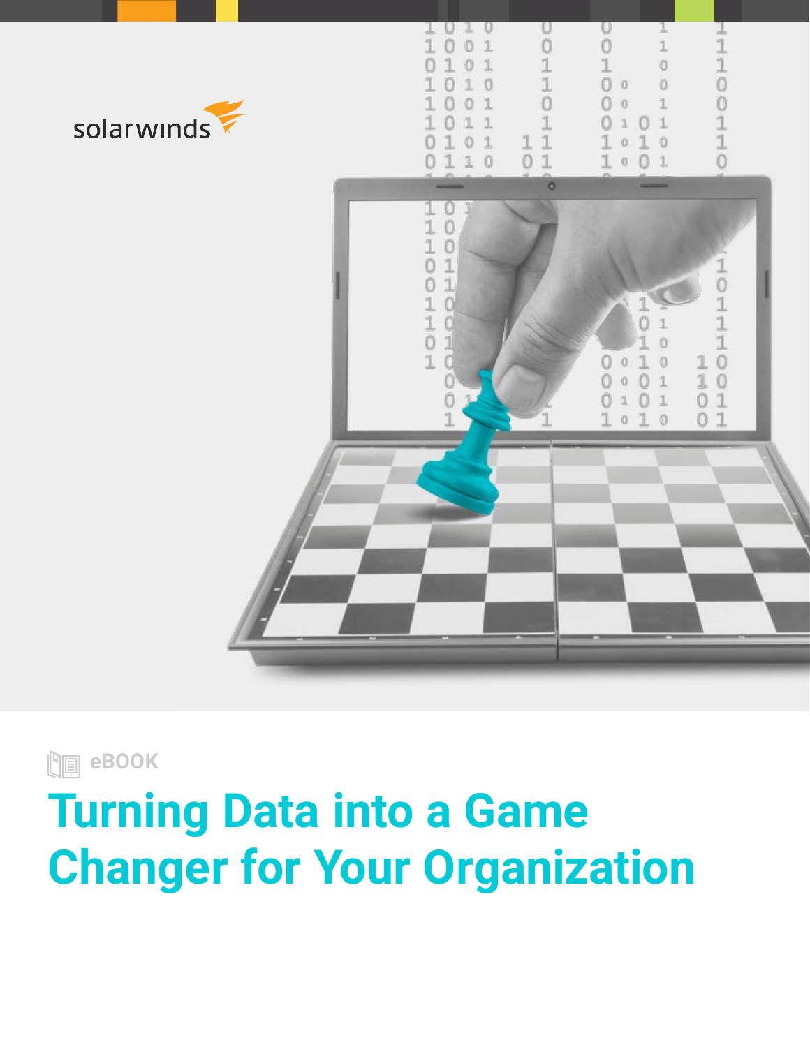solarwinds

eBOOK

# Turning Data into a Game Changer for Your Organization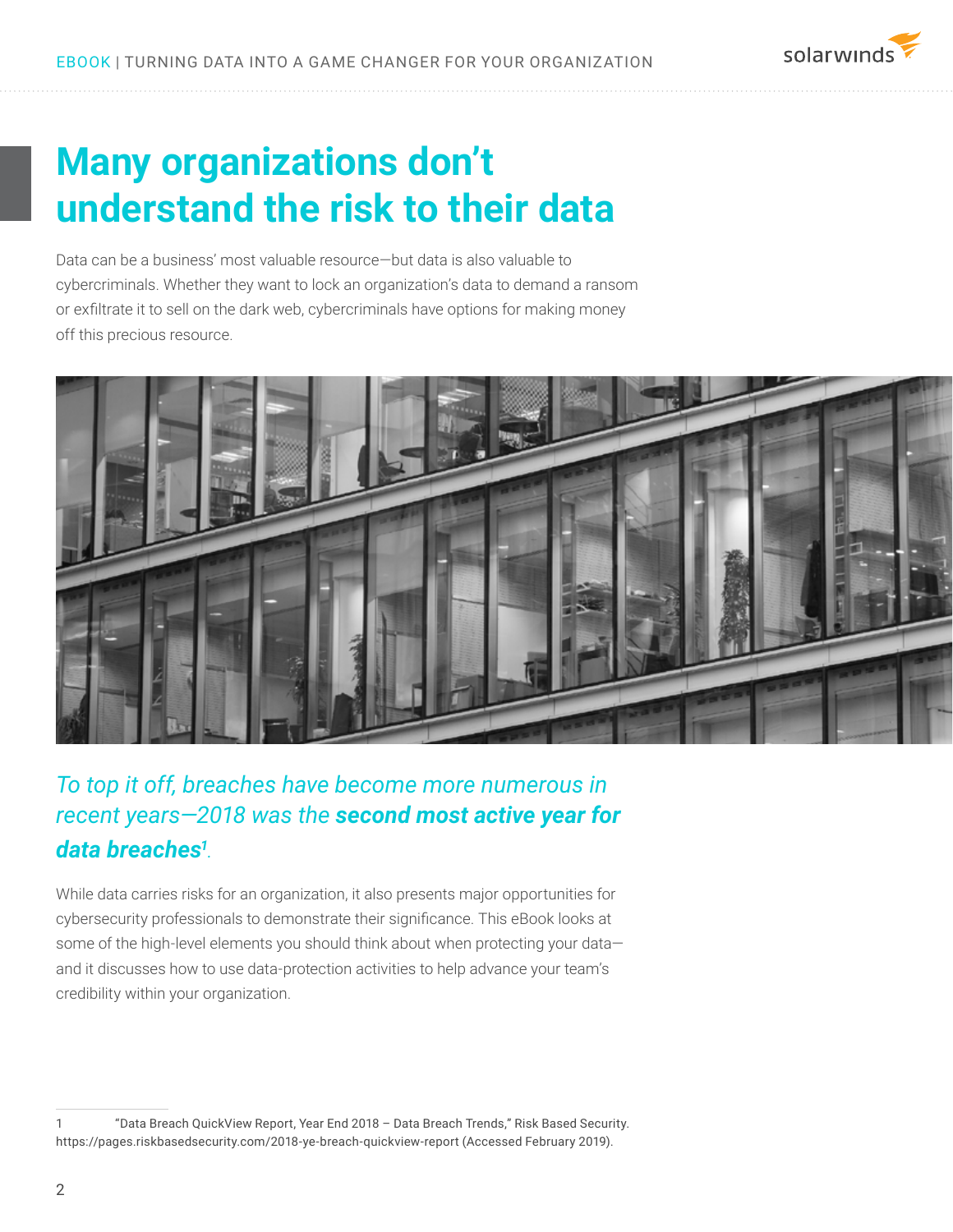# Many organizations don't understand the risk to their data

Data can be a business' most valuable resource—but data is also valuable to cybercriminals. Whether they want to lock an organization's data to demand a ransom or exfiltrate it to sell on the dark web, cybercriminals have options for making money off this precious resource.

*To top it off, breaches have become more numerous in recent years—2018 was the* ***second most active year for data breaches***[1].

While data carries risks for an organization, it also presents major opportunities for cybersecurity professionals to demonstrate their significance. This eBook looks at some of the high-level elements you should think about when protecting your data—and it discusses how to use data-protection activities to help advance your team's credibility within your organization.

1 "Data Breach QuickView Report, Year End 2018 – Data Breach Trends," Risk Based Security. https://pages.riskbasedsecurity.com/2018-ye-breach-quickview-report (Accessed February 2019).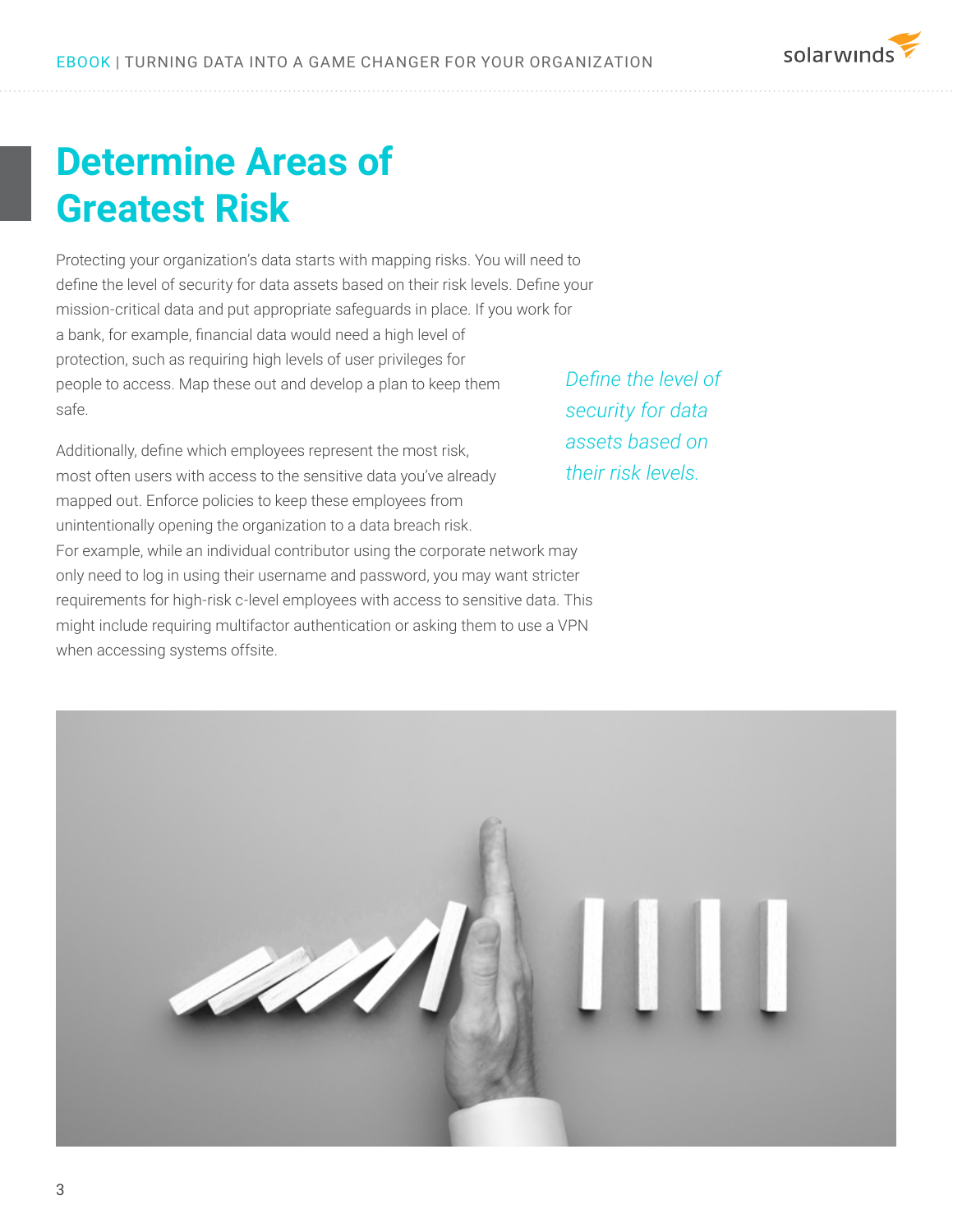# Determine Areas of Greatest Risk

Protecting your organization's data starts with mapping risks. You will need to define the level of security for data assets based on their risk levels. Define your mission-critical data and put appropriate safeguards in place. If you work for a bank, for example, financial data would need a high level of protection, such as requiring high levels of user privileges for people to access. Map these out and develop a plan to keep them safe.

*Define the level of security for data assets based on their risk levels.*

Additionally, define which employees represent the most risk, most often users with access to the sensitive data you've already mapped out. Enforce policies to keep these employees from unintentionally opening the organization to a data breach risk. For example, while an individual contributor using the corporate network may only need to log in using their username and password, you may want stricter requirements for high-risk c-level employees with access to sensitive data. This might include requiring multifactor authentication or asking them to use a VPN when accessing systems offsite.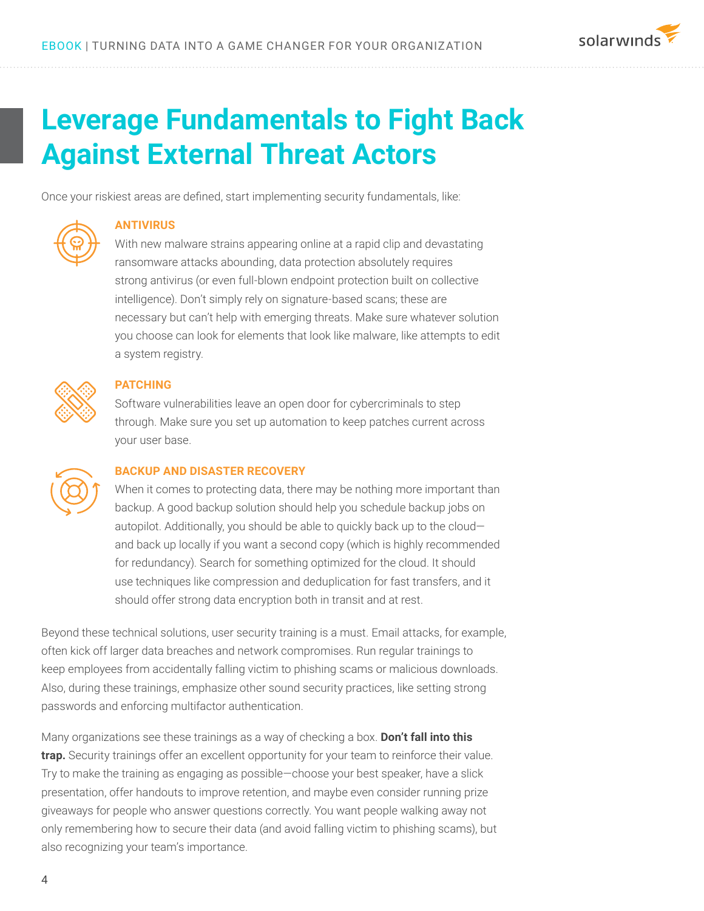# Leverage Fundamentals to Fight Back Against External Threat Actors

Once your riskiest areas are defined, start implementing security fundamentals, like:

### ANTIVIRUS

With new malware strains appearing online at a rapid clip and devastating ransomware attacks abounding, data protection absolutely requires strong antivirus (or even full-blown endpoint protection built on collective intelligence). Don't simply rely on signature-based scans; these are necessary but can't help with emerging threats. Make sure whatever solution you choose can look for elements that look like malware, like attempts to edit a system registry.

### PATCHING

Software vulnerabilities leave an open door for cybercriminals to step through. Make sure you set up automation to keep patches current across your user base.

### BACKUP AND DISASTER RECOVERY

When it comes to protecting data, there may be nothing more important than backup. A good backup solution should help you schedule backup jobs on autopilot. Additionally, you should be able to quickly back up to the cloud—and back up locally if you want a second copy (which is highly recommended for redundancy). Search for something optimized for the cloud. It should use techniques like compression and deduplication for fast transfers, and it should offer strong data encryption both in transit and at rest.

Beyond these technical solutions, user security training is a must. Email attacks, for example, often kick off larger data breaches and network compromises. Run regular trainings to keep employees from accidentally falling victim to phishing scams or malicious downloads. Also, during these trainings, emphasize other sound security practices, like setting strong passwords and enforcing multifactor authentication.

Many organizations see these trainings as a way of checking a box. **Don't fall into this trap.** Security trainings offer an excellent opportunity for your team to reinforce their value. Try to make the training as engaging as possible—choose your best speaker, have a slick presentation, offer handouts to improve retention, and maybe even consider running prize giveaways for people who answer questions correctly. You want people walking away not only remembering how to secure their data (and avoid falling victim to phishing scams), but also recognizing your team's importance.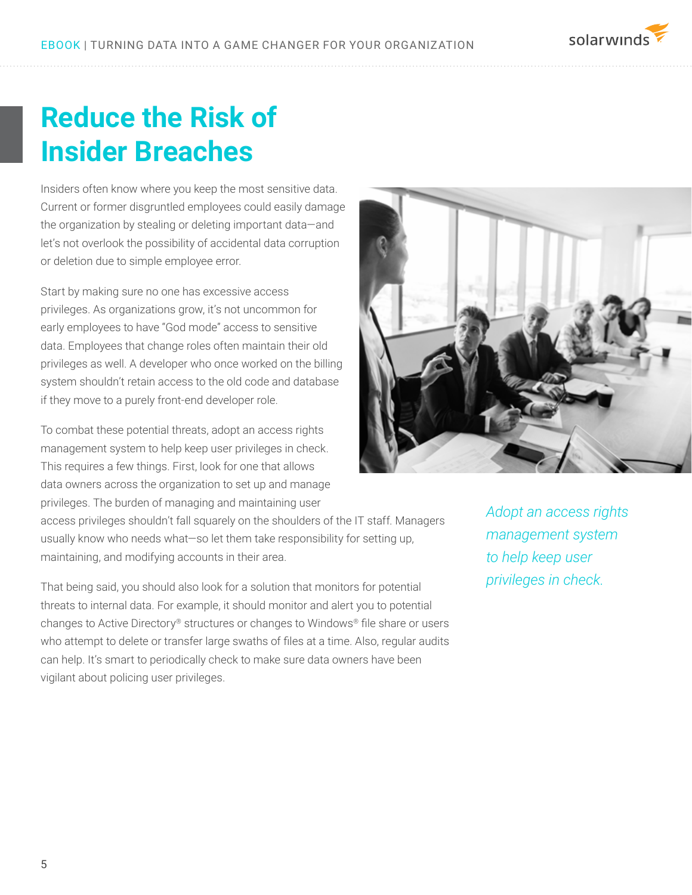# Reduce the Risk of Insider Breaches

Insiders often know where you keep the most sensitive data. Current or former disgruntled employees could easily damage the organization by stealing or deleting important data—and let's not overlook the possibility of accidental data corruption or deletion due to simple employee error.

Start by making sure no one has excessive access privileges. As organizations grow, it's not uncommon for early employees to have "God mode" access to sensitive data. Employees that change roles often maintain their old privileges as well. A developer who once worked on the billing system shouldn't retain access to the old code and database if they move to a purely front-end developer role.

To combat these potential threats, adopt an access rights management system to help keep user privileges in check. This requires a few things. First, look for one that allows data owners across the organization to set up and manage privileges. The burden of managing and maintaining user access privileges shouldn't fall squarely on the shoulders of the IT staff. Managers usually know who needs what—so let them take responsibility for setting up, maintaining, and modifying accounts in their area.

*Adopt an access rights management system to help keep user privileges in check.*

That being said, you should also look for a solution that monitors for potential threats to internal data. For example, it should monitor and alert you to potential changes to Active Directory® structures or changes to Windows® file share or users who attempt to delete or transfer large swaths of files at a time. Also, regular audits can help. It's smart to periodically check to make sure data owners have been vigilant about policing user privileges.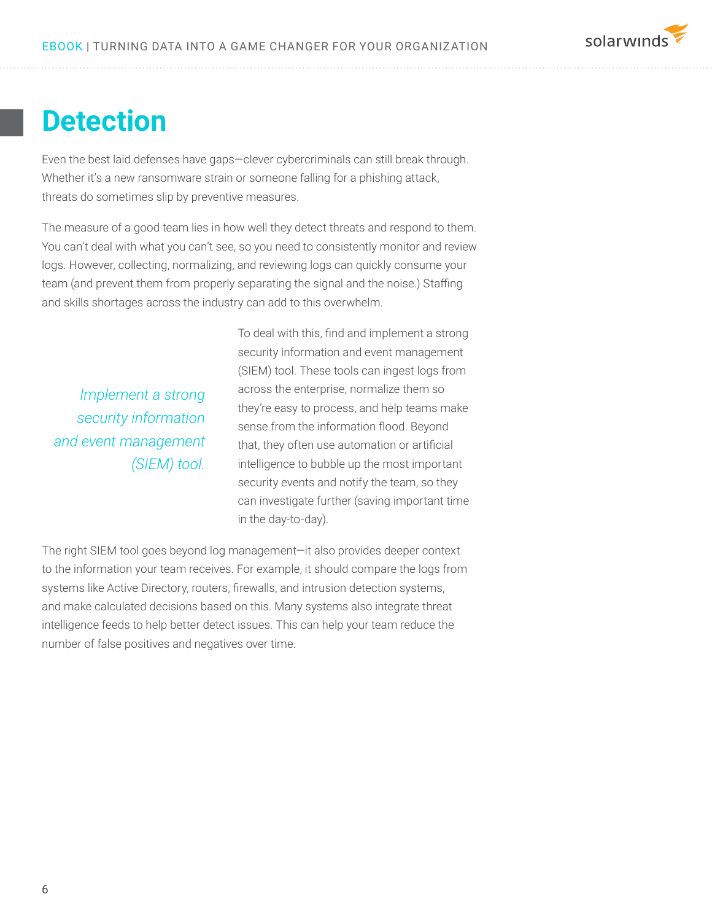# Detection

Even the best laid defenses have gaps—clever cybercriminals can still break through. Whether it's a new ransomware strain or someone falling for a phishing attack, threats do sometimes slip by preventive measures.

The measure of a good team lies in how well they detect threats and respond to them. You can't deal with what you can't see, so you need to consistently monitor and review logs. However, collecting, normalizing, and reviewing logs can quickly consume your team (and prevent them from properly separating the signal and the noise.) Staffing and skills shortages across the industry can add to this overwhelm.

*Implement a strong security information and event management (SIEM) tool.*

To deal with this, find and implement a strong security information and event management (SIEM) tool. These tools can ingest logs from across the enterprise, normalize them so they're easy to process, and help teams make sense from the information flood. Beyond that, they often use automation or artificial intelligence to bubble up the most important security events and notify the team, so they can investigate further (saving important time in the day-to-day).

The right SIEM tool goes beyond log management—it also provides deeper context to the information your team receives. For example, it should compare the logs from systems like Active Directory, routers, firewalls, and intrusion detection systems, and make calculated decisions based on this. Many systems also integrate threat intelligence feeds to help better detect issues. This can help your team reduce the number of false positives and negatives over time.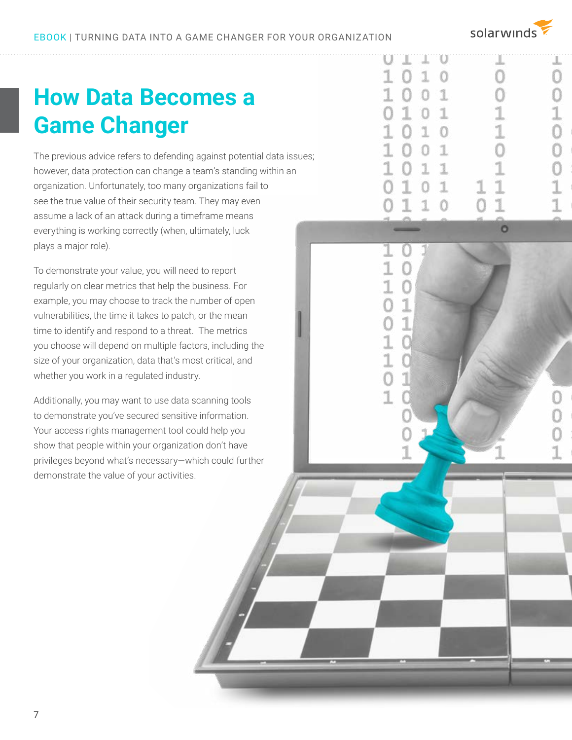# How Data Becomes a Game Changer

The previous advice refers to defending against potential data issues; however, data protection can change a team's standing within an organization. Unfortunately, too many organizations fail to see the true value of their security team. They may even assume a lack of an attack during a timeframe means everything is working correctly (when, ultimately, luck plays a major role).

To demonstrate your value, you will need to report regularly on clear metrics that help the business. For example, you may choose to track the number of open vulnerabilities, the time it takes to patch, or the mean time to identify and respond to a threat. The metrics you choose will depend on multiple factors, including the size of your organization, data that's most critical, and whether you work in a regulated industry.

Additionally, you may want to use data scanning tools to demonstrate you've secured sensitive information. Your access rights management tool could help you show that people within your organization don't have privileges beyond what's necessary—which could further demonstrate the value of your activities.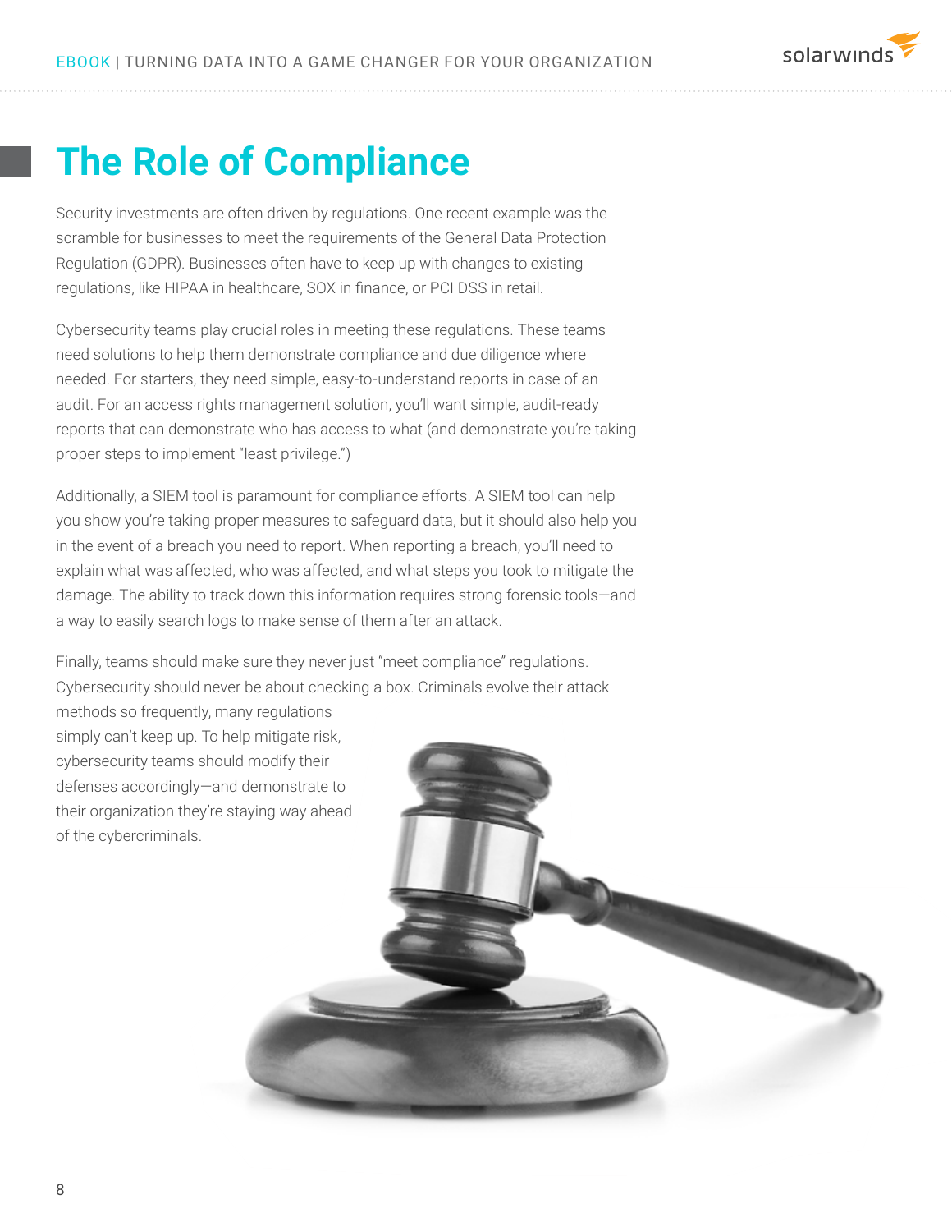# The Role of Compliance

Security investments are often driven by regulations. One recent example was the scramble for businesses to meet the requirements of the General Data Protection Regulation (GDPR). Businesses often have to keep up with changes to existing regulations, like HIPAA in healthcare, SOX in finance, or PCI DSS in retail.

Cybersecurity teams play crucial roles in meeting these regulations. These teams need solutions to help them demonstrate compliance and due diligence where needed. For starters, they need simple, easy-to-understand reports in case of an audit. For an access rights management solution, you'll want simple, audit-ready reports that can demonstrate who has access to what (and demonstrate you're taking proper steps to implement "least privilege.")

Additionally, a SIEM tool is paramount for compliance efforts. A SIEM tool can help you show you're taking proper measures to safeguard data, but it should also help you in the event of a breach you need to report. When reporting a breach, you'll need to explain what was affected, who was affected, and what steps you took to mitigate the damage. The ability to track down this information requires strong forensic tools—and a way to easily search logs to make sense of them after an attack.

Finally, teams should make sure they never just "meet compliance" regulations. Cybersecurity should never be about checking a box. Criminals evolve their attack methods so frequently, many regulations simply can't keep up. To help mitigate risk, cybersecurity teams should modify their defenses accordingly—and demonstrate to their organization they're staying way ahead of the cybercriminals.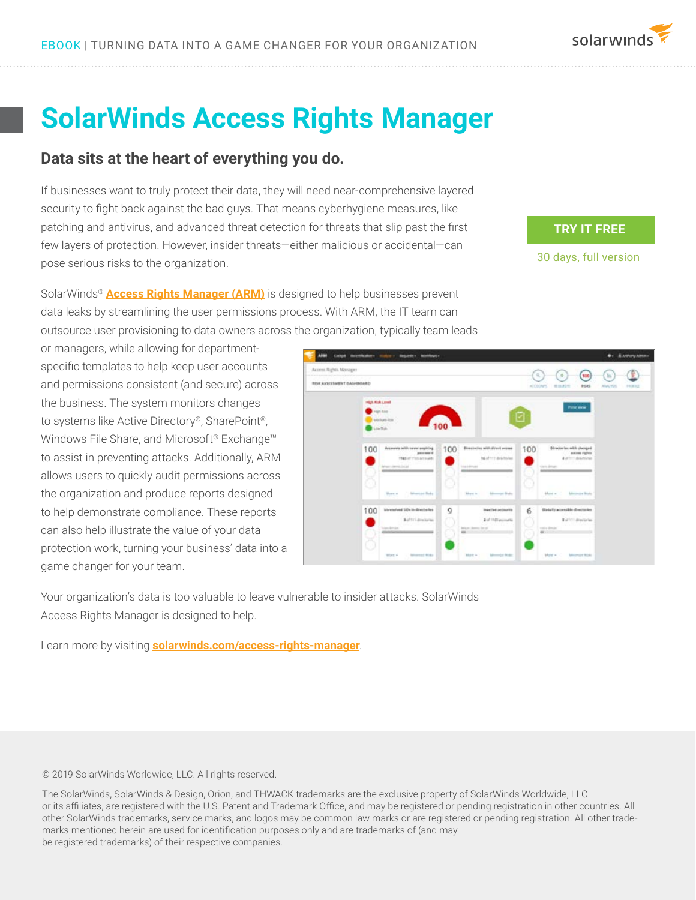# SolarWinds Access Rights Manager

## Data sits at the heart of everything you do.

If businesses want to truly protect their data, they will need near-comprehensive layered security to fight back against the bad guys. That means cyberhygiene measures, like patching and antivirus, and advanced threat detection for threats that slip past the first few layers of protection. However, insider threats—either malicious or accidental—can pose serious risks to the organization.

**TRY IT FREE**

30 days, full version

SolarWinds® **Access Rights Manager (ARM)** is designed to help businesses prevent data leaks by streamlining the user permissions process. With ARM, the IT team can outsource user provisioning to data owners across the organization, typically team leads or managers, while allowing for department-specific templates to help keep user accounts and permissions consistent (and secure) across the business. The system monitors changes to systems like Active Directory®, SharePoint®, Windows File Share, and Microsoft® Exchange™ to assist in preventing attacks. Additionally, ARM allows users to quickly audit permissions across the organization and produce reports designed to help demonstrate compliance. These reports can also help illustrate the value of your data protection work, turning your business' data into a game changer for your team.

Your organization's data is too valuable to leave vulnerable to insider attacks. SolarWinds Access Rights Manager is designed to help.

Learn more by visiting **solarwinds.com/access-rights-manager**.

© 2019 SolarWinds Worldwide, LLC. All rights reserved.

The SolarWinds, SolarWinds & Design, Orion, and THWACK trademarks are the exclusive property of SolarWinds Worldwide, LLC or its affiliates, are registered with the U.S. Patent and Trademark Office, and may be registered or pending registration in other countries. All other SolarWinds trademarks, service marks, and logos may be common law marks or are registered or pending registration. All other trademarks mentioned herein are used for identification purposes only and are trademarks of (and may be registered trademarks) of their respective companies.